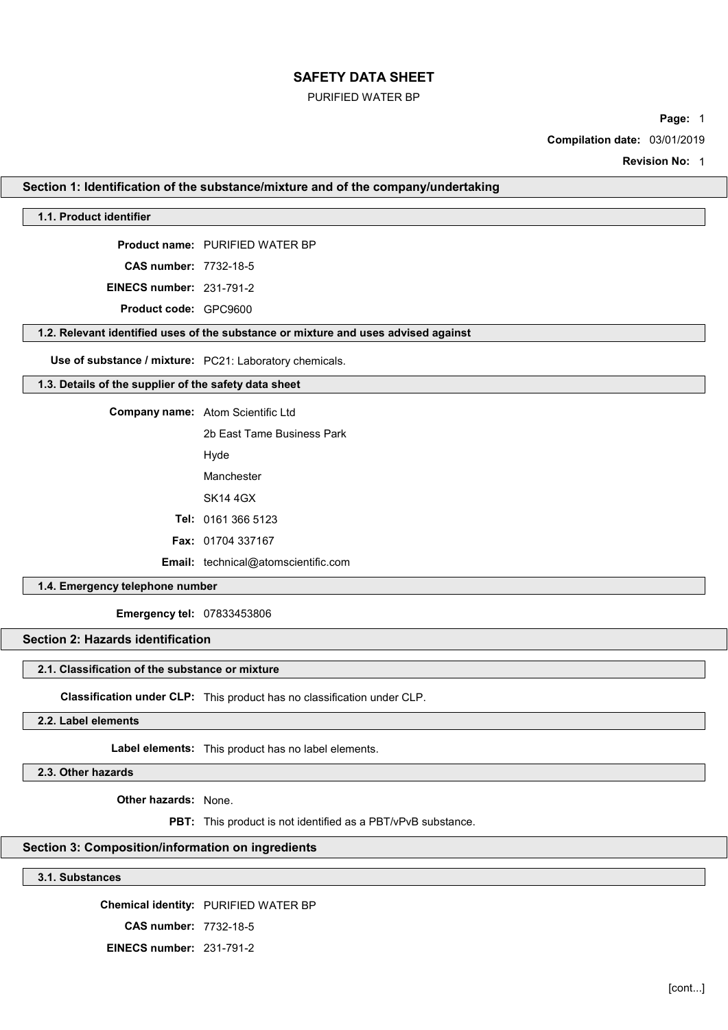# SAFETY DATA SHEET

PURIFIED WATER BP

**Compilation date:** 03/01/2019

**Revision No:** 1

## Section 1: Identification of the substance/mixture and of the company/undertaking

### 1.1. Product identifier

**Product name:** PURIFIED WATER BP

**CAS number:** 7732-18-5

**EINECS number:** 231-791-2

**Product code:** GPC9600

### 1.2. Relevant identified uses of the substance or mixture and uses advised against

**Use of substance / mixture:** PC21: Laboratory chemicals.

### 1.3. Details of the supplier of the safety data sheet

**Company name:** Atom Scientific Ltd

2b East Tame Business Park

Hyde

Manchester

SK14 4GX

**Tel:** 0161 366 5123

**Fax:** 01704 337167

**Email:** technical@atomscientific.com

### 1.4. Emergency telephone number

**Emergency tel:** 07833453806

## Section 2: Hazards identification

### 2.1. Classification of the substance or mixture

**Classification under CLP:** This product has no classification under CLP.

### 2.2. Label elements

**Label elements:** This product has no label elements.

### 2.3. Other hazards

**Other hazards:** None.

**PBT:** This product is not identified as a PBT/vPvB substance.

## Section 3: Composition/information on ingredients

### 3.1. Substances

**Chemical identity:** PURIFIED WATER BP

**CAS number:** 7732-18-5

**EINECS number:** 231-791-2

[cont...]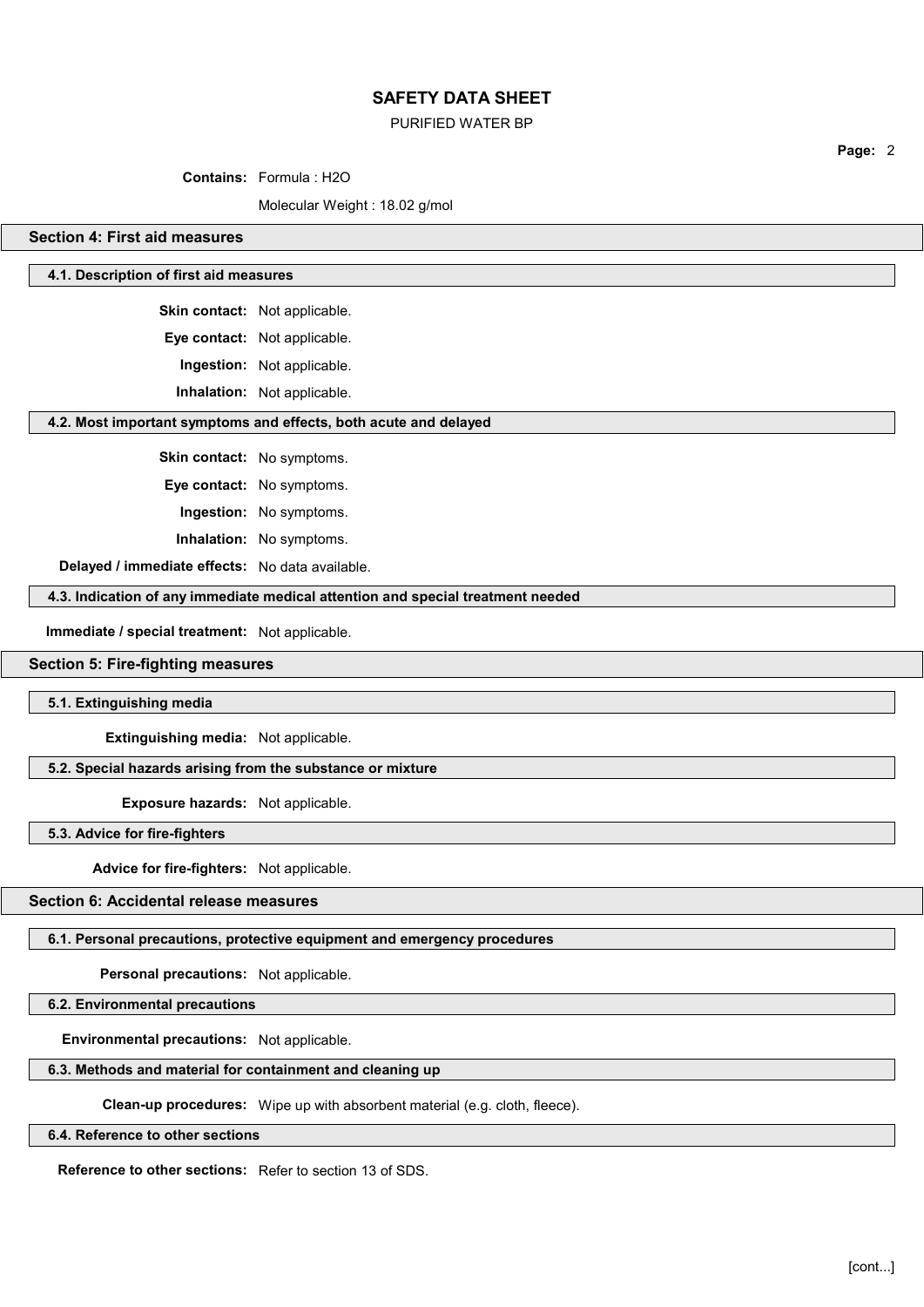**Contains:** Formula : $H_2O$

Molecular Weight : 18.02 g/mol

## Section 4: First aid measures

### 4.1. Description of first aid measures

**Skin contact:** Not applicable.

**Eye contact:** Not applicable.

**Ingestion:** Not applicable.

**Inhalation:** Not applicable.

### 4.2. Most important symptoms and effects, both acute and delayed

**Skin contact:** No symptoms.

**Eye contact:** No symptoms.

**Ingestion:** No symptoms.

**Inhalation:** No symptoms.

**Delayed / immediate effects:** No data available.

### 4.3. Indication of any immediate medical attention and special treatment needed

**Immediate / special treatment:** Not applicable.

## Section 5: Fire-fighting measures

### 5.1. Extinguishing media

**Extinguishing media:** Not applicable.

### 5.2. Special hazards arising from the substance or mixture

**Exposure hazards:** Not applicable.

### 5.3. Advice for fire-fighters

**Advice for fire-fighters:** Not applicable.

## Section 6: Accidental release measures

### 6.1. Personal precautions, protective equipment and emergency procedures

**Personal precautions:** Not applicable.

### 6.2. Environmental precautions

**Environmental precautions:** Not applicable.

### 6.3. Methods and material for containment and cleaning up

**Clean-up procedures:** Wipe up with absorbent material (e.g. cloth, fleece).

### 6.4. Reference to other sections

**Reference to other sections:** Refer to section 13 of SDS.

[cont...]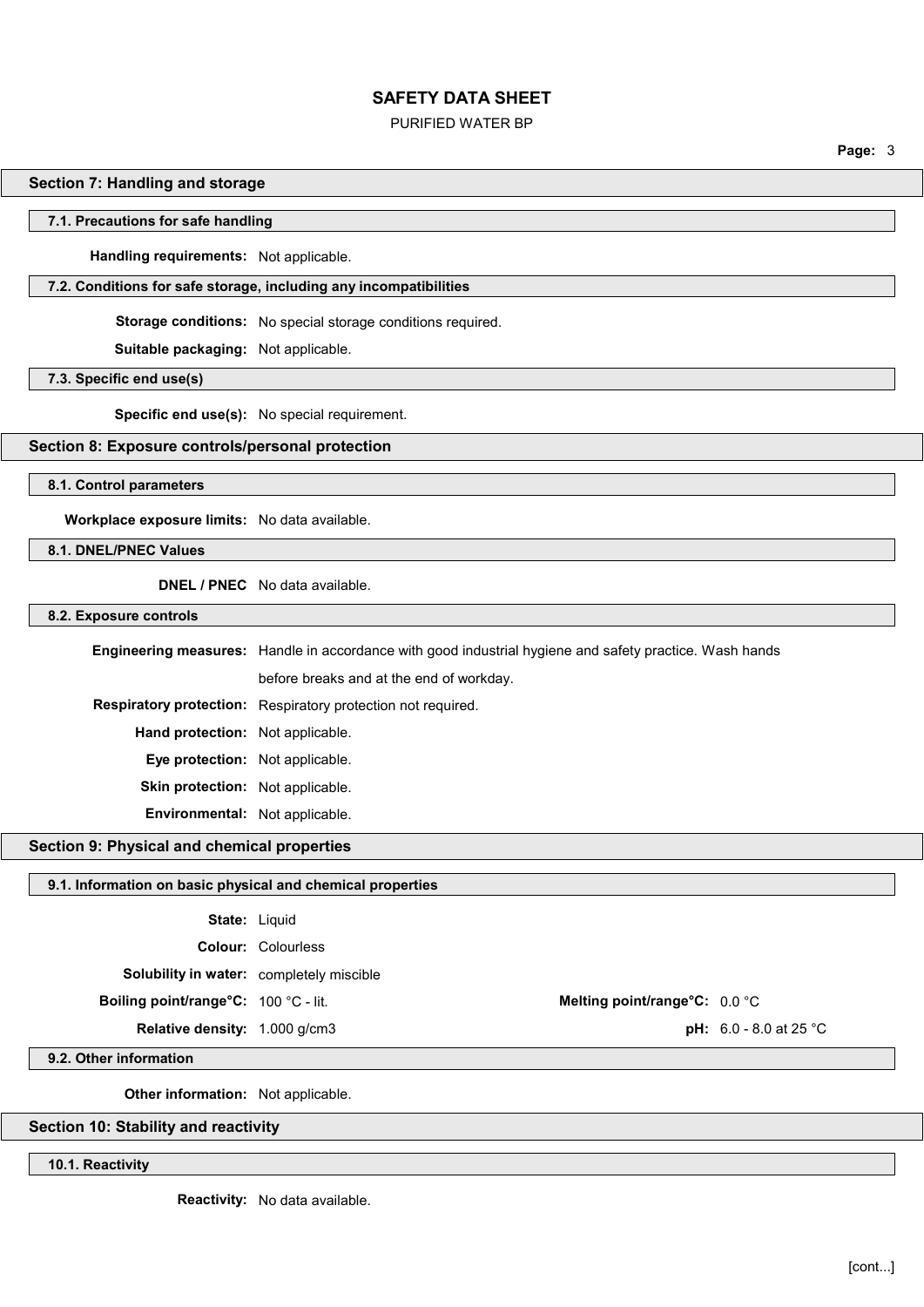## Section 7: Handling and storage

### 7.1. Precautions for safe handling

**Handling requirements:** Not applicable.

### 7.2. Conditions for safe storage, including any incompatibilities

**Storage conditions:** No special storage conditions required.

**Suitable packaging:** Not applicable.

### 7.3. Specific end use(s)

**Specific end use(s):** No special requirement.

## Section 8: Exposure controls/personal protection

### 8.1. Control parameters

**Workplace exposure limits:** No data available.

### 8.1. DNEL/PNEC Values

**DNEL / PNEC** No data available.

### 8.2. Exposure controls

**Engineering measures:** Handle in accordance with good industrial hygiene and safety practice. Wash hands before breaks and at the end of workday.

**Respiratory protection:** Respiratory protection not required.

**Hand protection:** Not applicable.

**Eye protection:** Not applicable.

**Skin protection:** Not applicable.

**Environmental:** Not applicable.

## Section 9: Physical and chemical properties

### 9.1. Information on basic physical and chemical properties

**State:** Liquid

**Colour:** Colourless

**Solubility in water:** completely miscible

**Boiling point/range°C:** 100 °C - lit.

**Melting point/range°C:** 0.0 °C

**Relative density:** 1.000 g/cm3

**pH:** 6.0 - 8.0 at 25 °C

### 9.2. Other information

**Other information:** Not applicable.

## Section 10: Stability and reactivity

### 10.1. Reactivity

**Reactivity:** No data available.

[cont...]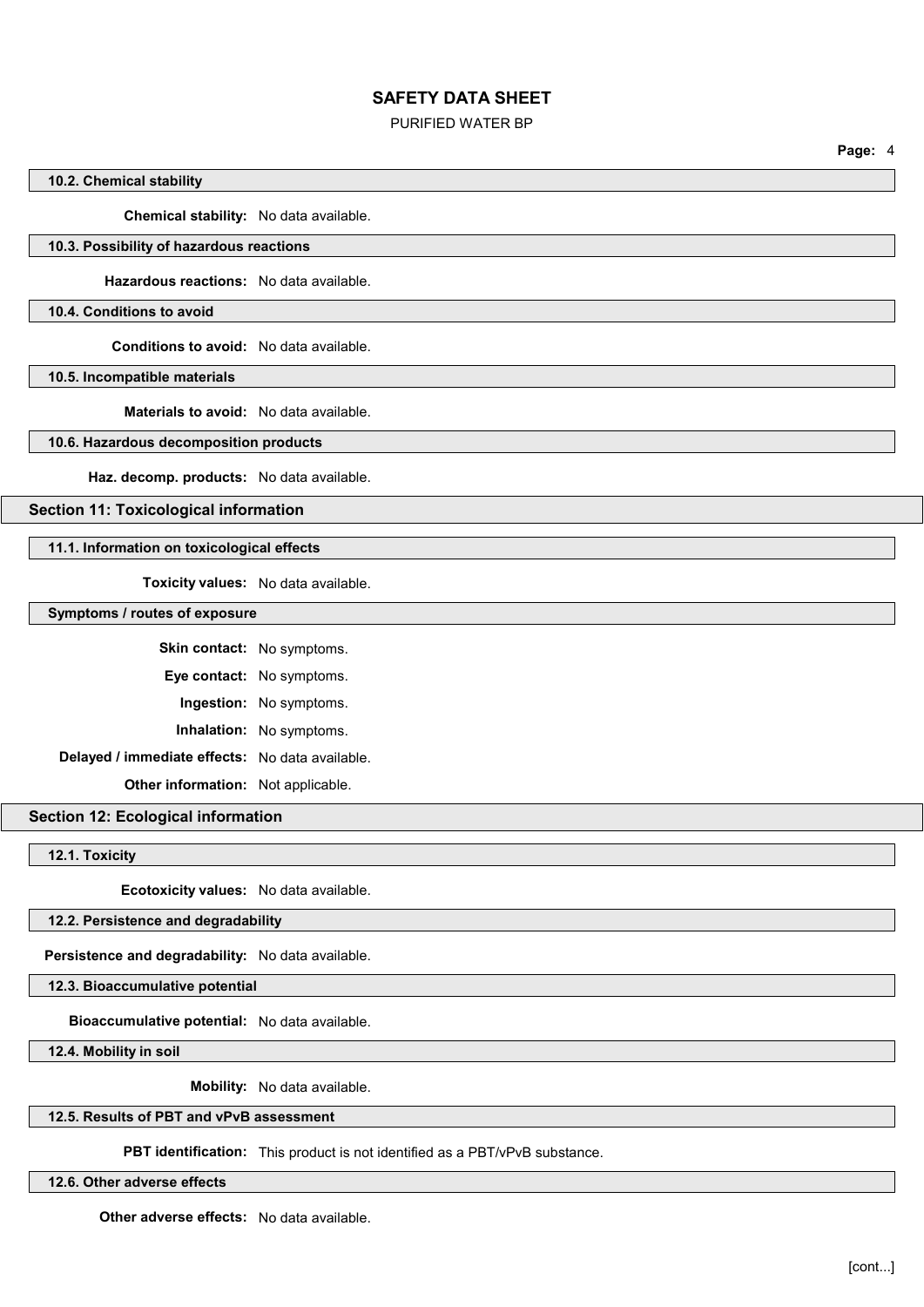### 10.2. Chemical stability

**Chemical stability:** No data available.

### 10.3. Possibility of hazardous reactions

**Hazardous reactions:** No data available.

### 10.4. Conditions to avoid

**Conditions to avoid:** No data available.

### 10.5. Incompatible materials

**Materials to avoid:** No data available.

### 10.6. Hazardous decomposition products

**Haz. decomp. products:** No data available.

## Section 11: Toxicological information

### 11.1. Information on toxicological effects

**Toxicity values:** No data available.

### Symptoms / routes of exposure

**Skin contact:** No symptoms.

**Eye contact:** No symptoms.

**Ingestion:** No symptoms.

**Inhalation:** No symptoms.

**Delayed / immediate effects:** No data available.

**Other information:** Not applicable.

## Section 12: Ecological information

### 12.1. Toxicity

**Ecotoxicity values:** No data available.

### 12.2. Persistence and degradability

**Persistence and degradability:** No data available.

### 12.3. Bioaccumulative potential

**Bioaccumulative potential:** No data available.

### 12.4. Mobility in soil

**Mobility:** No data available.

### 12.5. Results of PBT and vPvB assessment

**PBT identification:** This product is not identified as a PBT/vPvB substance.

### 12.6. Other adverse effects

**Other adverse effects:** No data available.

[cont...]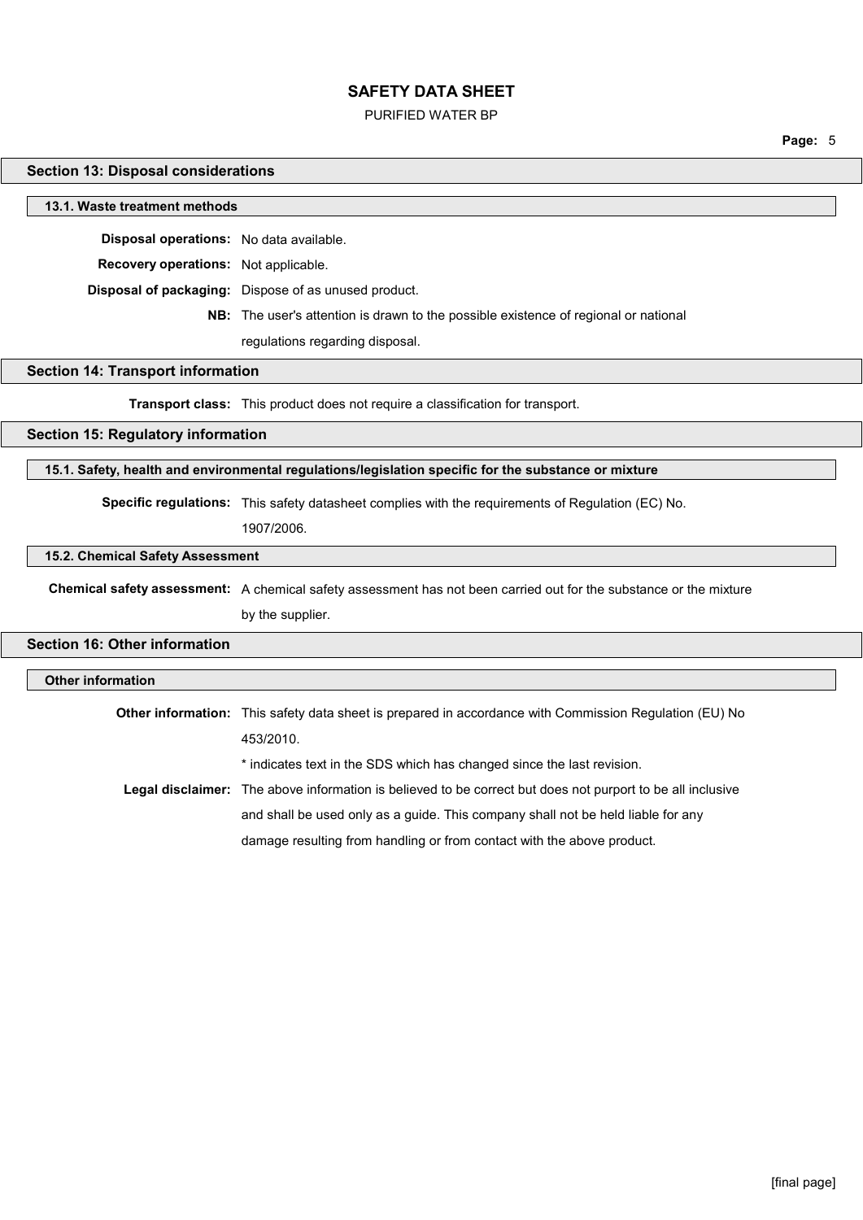## Section 13: Disposal considerations

### 13.1. Waste treatment methods

**Disposal operations:** No data available.

**Recovery operations:** Not applicable.

**Disposal of packaging:** Dispose of as unused product.

**NB:** The user's attention is drawn to the possible existence of regional or national regulations regarding disposal.

## Section 14: Transport information

**Transport class:** This product does not require a classification for transport.

## Section 15: Regulatory information

### 15.1. Safety, health and environmental regulations/legislation specific for the substance or mixture

**Specific regulations:** This safety datasheet complies with the requirements of Regulation (EC) No. 1907/2006.

### 15.2. Chemical Safety Assessment

**Chemical safety assessment:** A chemical safety assessment has not been carried out for the substance or the mixture by the supplier.

## Section 16: Other information

### Other information

**Other information:** This safety data sheet is prepared in accordance with Commission Regulation (EU) No 453/2010.

* indicates text in the SDS which has changed since the last revision.

**Legal disclaimer:** The above information is believed to be correct but does not purport to be all inclusive and shall be used only as a guide. This company shall not be held liable for any damage resulting from handling or from contact with the above product.

[final page]